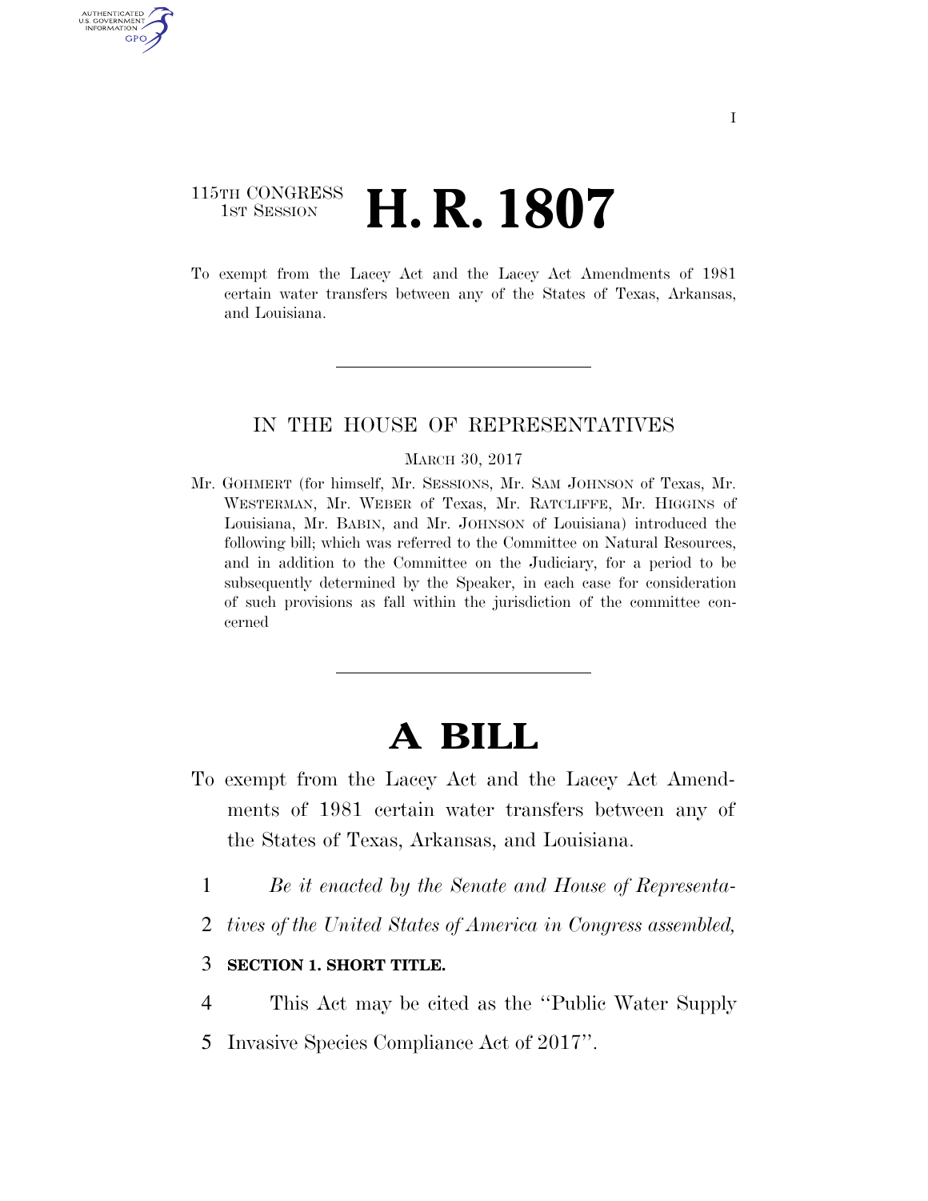115TH CONGRESS
1ST SESSION

# H. R. 1807

To exempt from the Lacey Act and the Lacey Act Amendments of 1981 certain water transfers between any of the States of Texas, Arkansas, and Louisiana.

---

IN THE HOUSE OF REPRESENTATIVES

MARCH 30, 2017

Mr. GOHMERT (for himself, Mr. SESSIONS, Mr. SAM JOHNSON of Texas, Mr. WESTERMAN, Mr. WEBER of Texas, Mr. RATCLIFFE, Mr. HIGGINS of Louisiana, Mr. BABIN, and Mr. JOHNSON of Louisiana) introduced the following bill; which was referred to the Committee on Natural Resources, and in addition to the Committee on the Judiciary, for a period to be subsequently determined by the Speaker, in each case for consideration of such provisions as fall within the jurisdiction of the committee concerned

---

# A BILL

To exempt from the Lacey Act and the Lacey Act Amendments of 1981 certain water transfers between any of the States of Texas, Arkansas, and Louisiana.

1 *Be it enacted by the Senate and House of Representa-*
2 *tives of the United States of America in Congress assembled,*

3 **SECTION 1. SHORT TITLE.**

4 This Act may be cited as the "Public Water Supply
5 Invasive Species Compliance Act of 2017".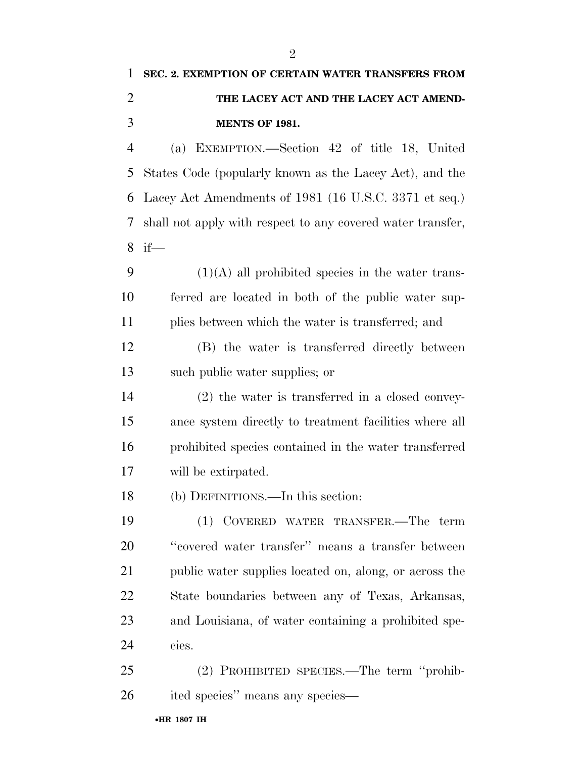**SEC. 2. EXEMPTION OF CERTAIN WATER TRANSFERS FROM THE LACEY ACT AND THE LACEY ACT AMENDMENTS OF 1981.**

(a) EXEMPTION.—Section 42 of title 18, United States Code (popularly known as the Lacey Act), and the Lacey Act Amendments of 1981 (16 U.S.C. 3371 et seq.) shall not apply with respect to any covered water transfer, if—

(1)(A) all prohibited species in the water transferred are located in both of the public water supplies between which the water is transferred; and

(B) the water is transferred directly between such public water supplies; or

(2) the water is transferred in a closed conveyance system directly to treatment facilities where all prohibited species contained in the water transferred will be extirpated.

(b) DEFINITIONS.—In this section:

(1) COVERED WATER TRANSFER.—The term ''covered water transfer'' means a transfer between public water supplies located on, along, or across the State boundaries between any of Texas, Arkansas, and Louisiana, of water containing a prohibited species.

(2) PROHIBITED SPECIES.—The term ''prohibited species'' means any species—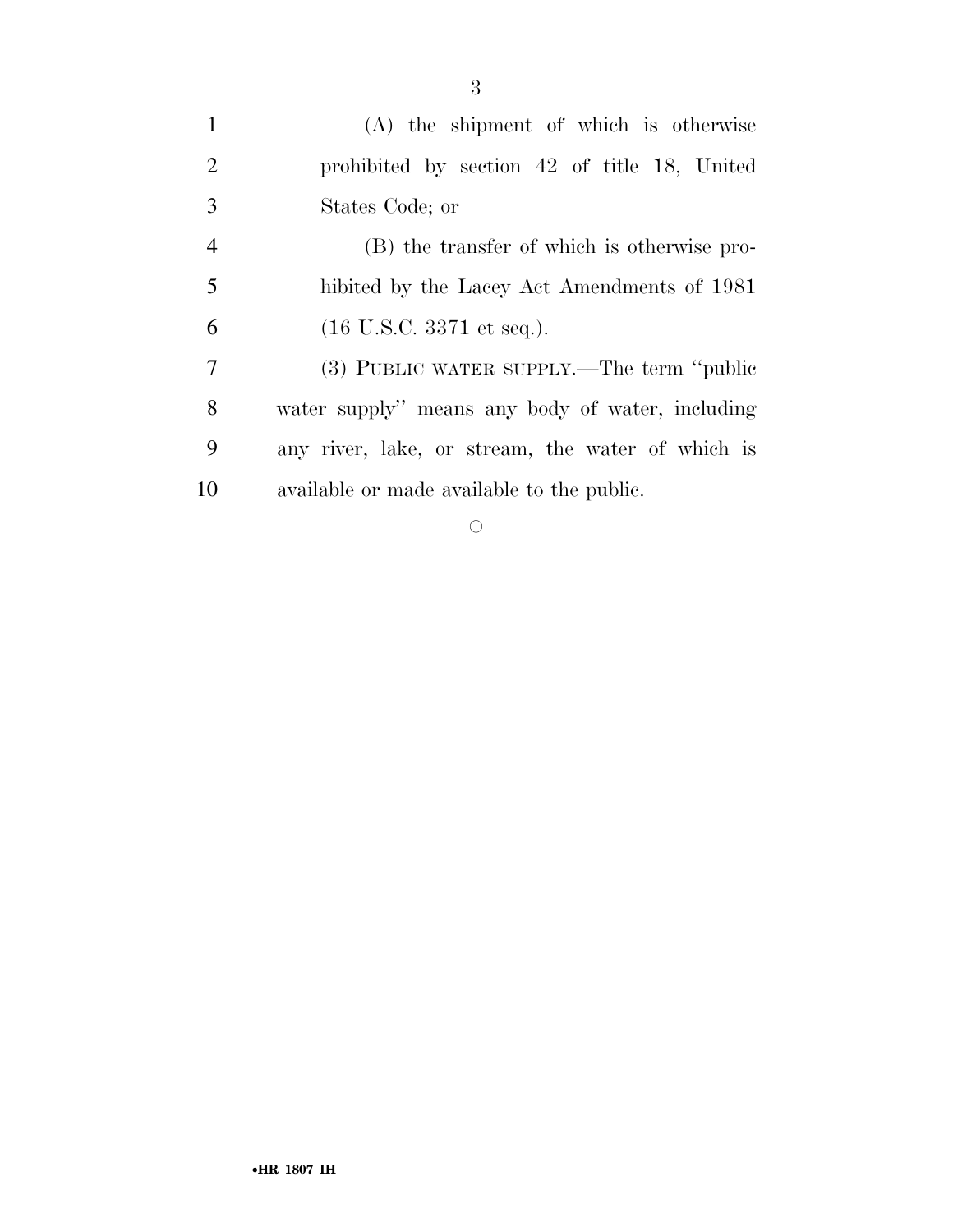(A) the shipment of which is otherwise prohibited by section 42 of title 18, United States Code; or

(B) the transfer of which is otherwise prohibited by the Lacey Act Amendments of 1981 (16 U.S.C. 3371 et seq.).

(3) PUBLIC WATER SUPPLY.—The term ''public water supply'' means any body of water, including any river, lake, or stream, the water of which is available or made available to the public.

○